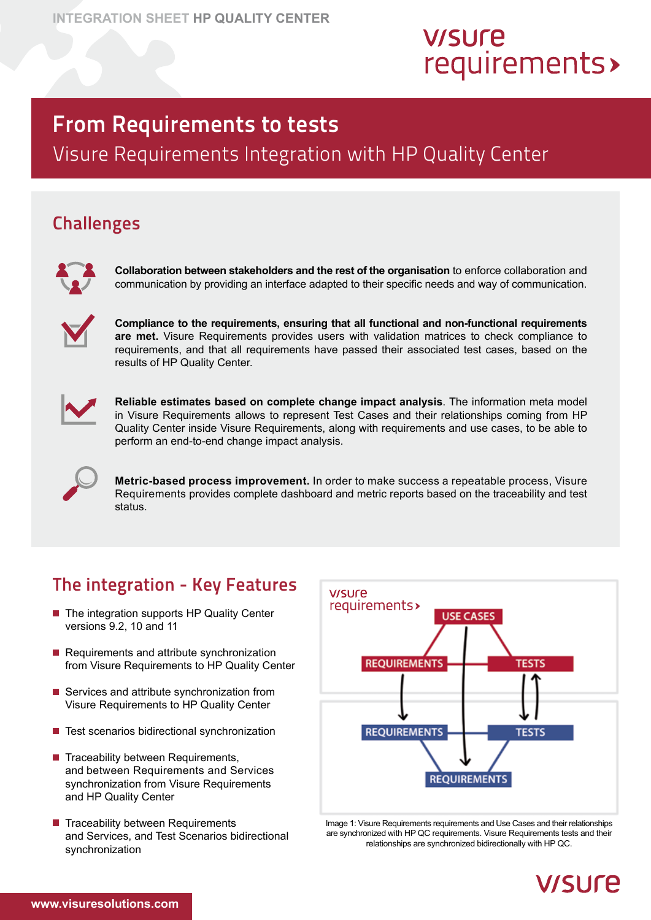# From Requirements to tests

## Visure Requirements Integration with HP Quality Center

## Challenges

**Collaboration between stakeholders and the rest of the organisation** to enforce collaboration and communication by providing an interface adapted to their specific needs and way of communication.

**Compliance to the requirements, ensuring that all functional and non-functional requirements are met.** Visure Requirements provides users with validation matrices to check compliance to requirements, and that all requirements have passed their associated test cases, based on the results of HP Quality Center.

**Reliable estimates based on complete change impact analysis**. The information meta model in Visure Requirements allows to represent Test Cases and their relationships coming from HP Quality Center inside Visure Requirements, along with requirements and use cases, to be able to perform an end-to-end change impact analysis.

**Metric-based process improvement.** In order to make success a repeatable process, Visure Requirements provides complete dashboard and metric reports based on the traceability and test status.

## The integration - Key Features

- The integration supports HP Quality Center versions 9.2, 10 and 11
- Requirements and attribute synchronization from Visure Requirements to HP Quality Center
- Services and attribute synchronization from Visure Requirements to HP Quality Center
- Test scenarios bidirectional synchronization
- Traceability between Requirements, and between Requirements and Services synchronization from Visure Requirements and HP Quality Center
- Traceability between Requirements and Services, and Test Scenarios bidirectional synchronization

visure requirements

USE CASES

REQUIREMENTS | TESTS

REQUIREMENTS | TESTS

REQUIREMENTS

Image 1: Visure Requirements requirements and Use Cases and their relationships are synchronized with HP QC requirements. Visure Requirements tests and their relationships are synchronized bidirectionally with HP QC.

www.visuresolutions.com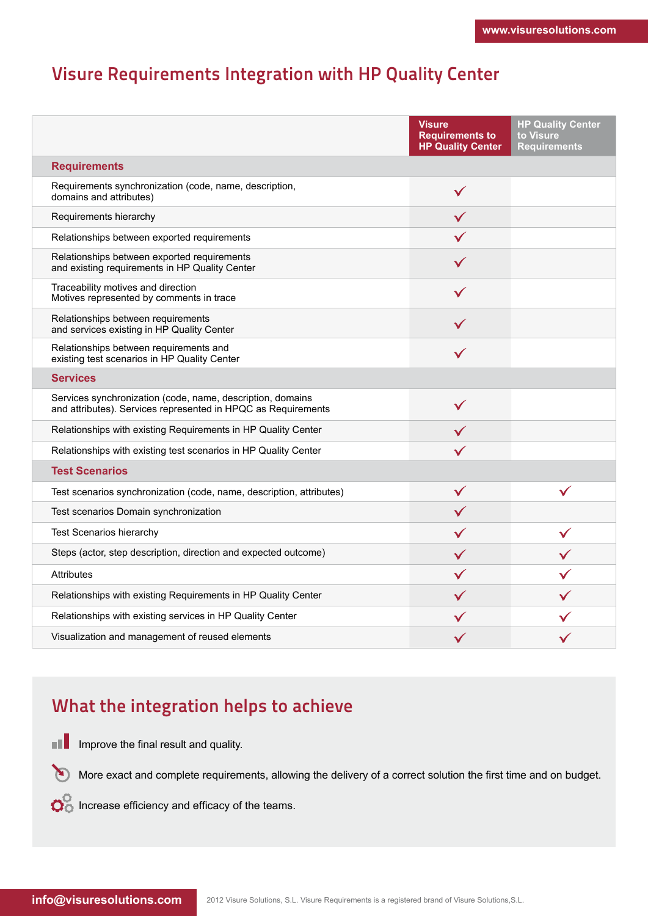# Visure Requirements Integration with HP Quality Center

| | Visure Requirements to HP Quality Center | HP Quality Center to Visure Requirements |
|---|---|---|
| **Requirements** | | |
| Requirements synchronization (code, name, description, domains and attributes) | ✓ | |
| Requirements hierarchy | ✓ | |
| Relationships between exported requirements | ✓ | |
| Relationships between exported requirements and existing requirements in HP Quality Center | ✓ | |
| Traceability motives and direction Motives represented by comments in trace | ✓ | |
| Relationships between requirements and services existing in HP Quality Center | ✓ | |
| Relationships between requirements and existing test scenarios in HP Quality Center | ✓ | |
| **Services** | | |
| Services synchronization (code, name, description, domains and attributes). Services represented in HPQC as Requirements | ✓ | |
| Relationships with existing Requirements in HP Quality Center | ✓ | |
| Relationships with existing test scenarios in HP Quality Center | ✓ | |
| **Test Scenarios** | | |
| Test scenarios synchronization (code, name, description, attributes) | ✓ | ✓ |
| Test scenarios Domain synchronization | ✓ | |
| Test Scenarios hierarchy | ✓ | ✓ |
| Steps (actor, step description, direction and expected outcome) | ✓ | ✓ |
| Attributes | ✓ | ✓ |
| Relationships with existing Requirements in HP Quality Center | ✓ | ✓ |
| Relationships with existing services in HP Quality Center | ✓ | ✓ |
| Visualization and management of reused elements | ✓ | ✓ |

## What the integration helps to achieve

- Improve the final result and quality.
- More exact and complete requirements, allowing the delivery of a correct solution the first time and on budget.
- Increase efficiency and efficacy of the teams.

info@visuresolutions.com

2012 Visure Solutions, S.L. Visure Requirements is a registered brand of Visure Solutions,S.L.